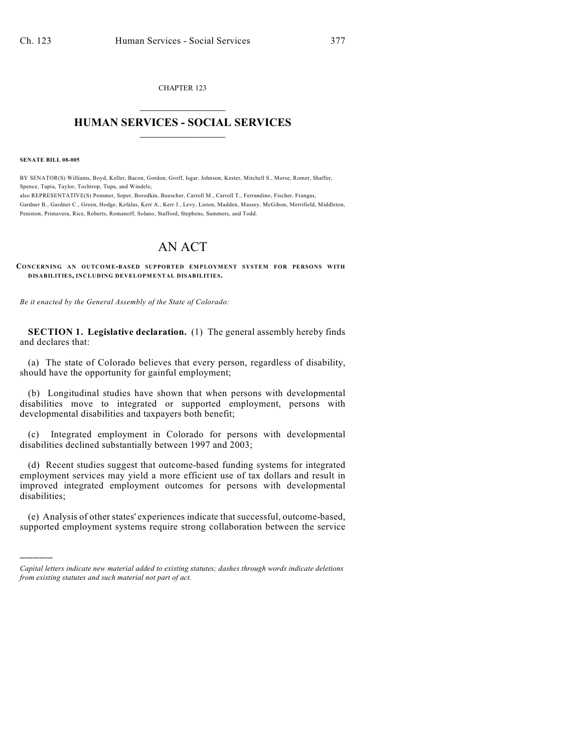CHAPTER 123

# HUMAN SERVICES - SOCIAL SERVICES

**SENATE BILL 08-005**

BY SENATOR(S) Williams, Boyd, Keller, Bacon, Gordon, Groff, Isgar, Johnson, Kester, Mitchell S., Morse, Romer, Shaffer, Spence, Tapia, Taylor, Tochtrop, Tupa, and Windels;
also REPRESENTATIVE(S) Pommer, Soper, Borodkin, Buescher, Carroll M., Carroll T., Ferrandino, Fischer, Frangas, Gardner B., Gardner C., Green, Hodge, Kefalas, Kerr A., Kerr J., Levy, Liston, Madden, Massey, McGihon, Merrifield, Middleton, Peniston, Primavera, Rice, Roberts, Romanoff, Solano, Stafford, Stephens, Summers, and Todd.

# AN ACT

**CONCERNING AN OUTCOME-BASED SUPPORTED EMPLOYMENT SYSTEM FOR PERSONS WITH DISABILITIES, INCLUDING DEVELOPMENTAL DISABILITIES.**

*Be it enacted by the General Assembly of the State of Colorado:*

**SECTION 1. Legislative declaration.** (1) The general assembly hereby finds and declares that:

(a) The state of Colorado believes that every person, regardless of disability, should have the opportunity for gainful employment;

(b) Longitudinal studies have shown that when persons with developmental disabilities move to integrated or supported employment, persons with developmental disabilities and taxpayers both benefit;

(c) Integrated employment in Colorado for persons with developmental disabilities declined substantially between 1997 and 2003;

(d) Recent studies suggest that outcome-based funding systems for integrated employment services may yield a more efficient use of tax dollars and result in improved integrated employment outcomes for persons with developmental disabilities;

(e) Analysis of other states' experiences indicate that successful, outcome-based, supported employment systems require strong collaboration between the service

---

*Capital letters indicate new material added to existing statutes; dashes through words indicate deletions from existing statutes and such material not part of act.*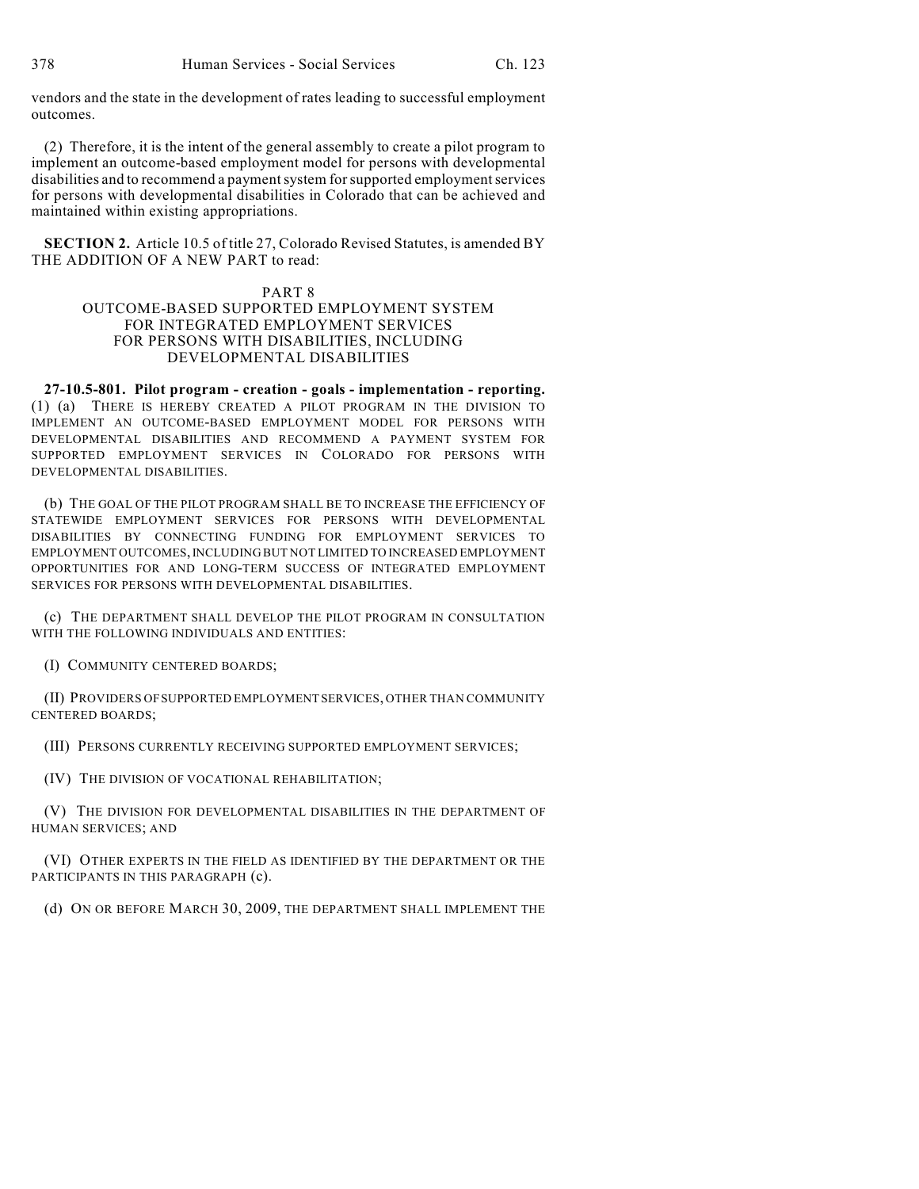vendors and the state in the development of rates leading to successful employment outcomes.

(2) Therefore, it is the intent of the general assembly to create a pilot program to implement an outcome-based employment model for persons with developmental disabilities and to recommend a payment system for supported employment services for persons with developmental disabilities in Colorado that can be achieved and maintained within existing appropriations.

**SECTION 2.** Article 10.5 of title 27, Colorado Revised Statutes, is amended BY THE ADDITION OF A NEW PART to read:

PART 8
OUTCOME-BASED SUPPORTED EMPLOYMENT SYSTEM FOR INTEGRATED EMPLOYMENT SERVICES FOR PERSONS WITH DISABILITIES, INCLUDING DEVELOPMENTAL DISABILITIES

**27-10.5-801. Pilot program - creation - goals - implementation - reporting.** (1) (a) THERE IS HEREBY CREATED A PILOT PROGRAM IN THE DIVISION TO IMPLEMENT AN OUTCOME-BASED EMPLOYMENT MODEL FOR PERSONS WITH DEVELOPMENTAL DISABILITIES AND RECOMMEND A PAYMENT SYSTEM FOR SUPPORTED EMPLOYMENT SERVICES IN COLORADO FOR PERSONS WITH DEVELOPMENTAL DISABILITIES.

(b) THE GOAL OF THE PILOT PROGRAM SHALL BE TO INCREASE THE EFFICIENCY OF STATEWIDE EMPLOYMENT SERVICES FOR PERSONS WITH DEVELOPMENTAL DISABILITIES BY CONNECTING FUNDING FOR EMPLOYMENT SERVICES TO EMPLOYMENT OUTCOMES, INCLUDING BUT NOT LIMITED TO INCREASED EMPLOYMENT OPPORTUNITIES FOR AND LONG-TERM SUCCESS OF INTEGRATED EMPLOYMENT SERVICES FOR PERSONS WITH DEVELOPMENTAL DISABILITIES.

(c) THE DEPARTMENT SHALL DEVELOP THE PILOT PROGRAM IN CONSULTATION WITH THE FOLLOWING INDIVIDUALS AND ENTITIES:

(I) COMMUNITY CENTERED BOARDS;

(II) PROVIDERS OF SUPPORTED EMPLOYMENT SERVICES, OTHER THAN COMMUNITY CENTERED BOARDS;

(III) PERSONS CURRENTLY RECEIVING SUPPORTED EMPLOYMENT SERVICES;

(IV) THE DIVISION OF VOCATIONAL REHABILITATION;

(V) THE DIVISION FOR DEVELOPMENTAL DISABILITIES IN THE DEPARTMENT OF HUMAN SERVICES; AND

(VI) OTHER EXPERTS IN THE FIELD AS IDENTIFIED BY THE DEPARTMENT OR THE PARTICIPANTS IN THIS PARAGRAPH (c).

(d) ON OR BEFORE MARCH 30, 2009, THE DEPARTMENT SHALL IMPLEMENT THE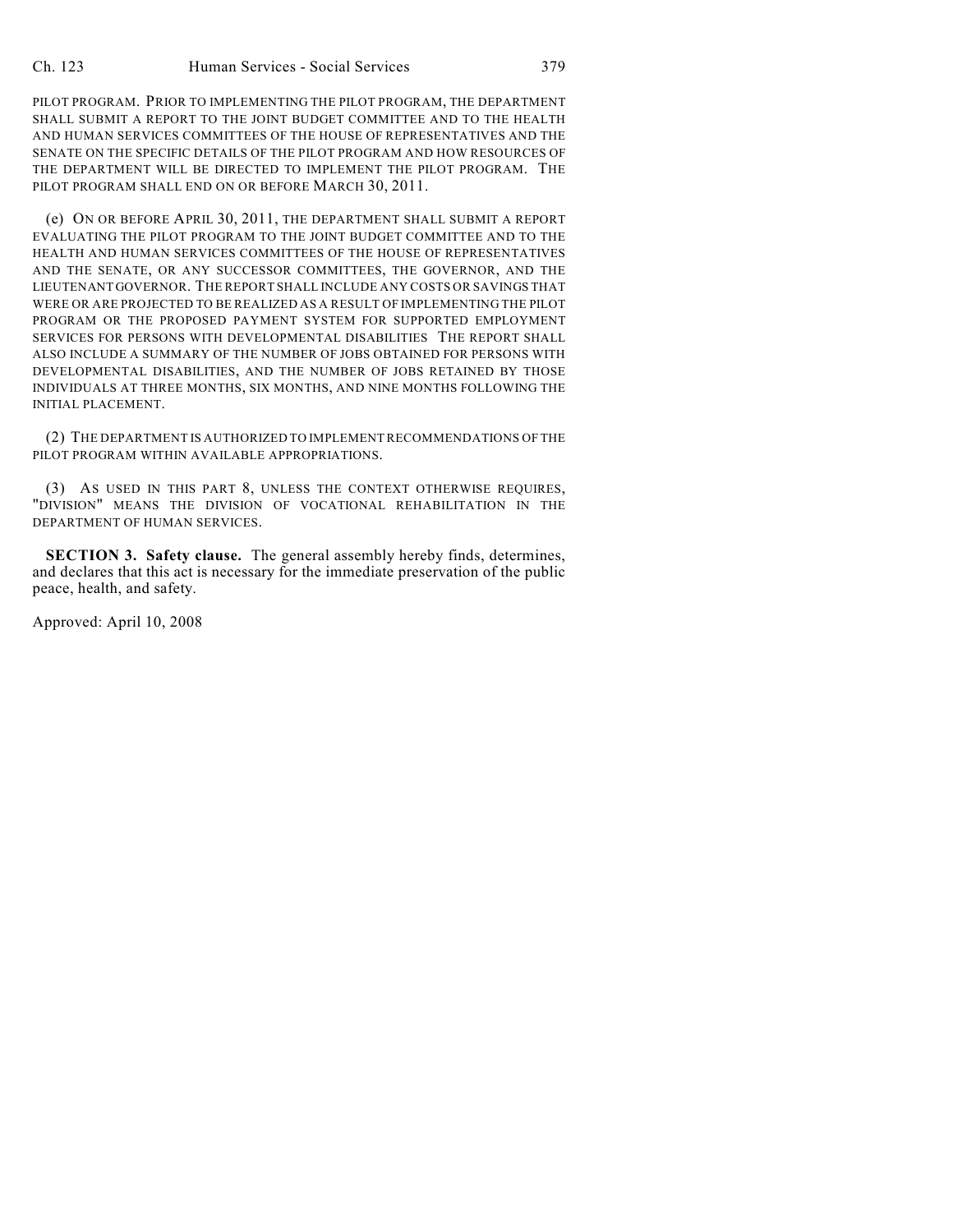PILOT PROGRAM. PRIOR TO IMPLEMENTING THE PILOT PROGRAM, THE DEPARTMENT SHALL SUBMIT A REPORT TO THE JOINT BUDGET COMMITTEE AND TO THE HEALTH AND HUMAN SERVICES COMMITTEES OF THE HOUSE OF REPRESENTATIVES AND THE SENATE ON THE SPECIFIC DETAILS OF THE PILOT PROGRAM AND HOW RESOURCES OF THE DEPARTMENT WILL BE DIRECTED TO IMPLEMENT THE PILOT PROGRAM. THE PILOT PROGRAM SHALL END ON OR BEFORE MARCH 30, 2011.

(e) ON OR BEFORE APRIL 30, 2011, THE DEPARTMENT SHALL SUBMIT A REPORT EVALUATING THE PILOT PROGRAM TO THE JOINT BUDGET COMMITTEE AND TO THE HEALTH AND HUMAN SERVICES COMMITTEES OF THE HOUSE OF REPRESENTATIVES AND THE SENATE, OR ANY SUCCESSOR COMMITTEES, THE GOVERNOR, AND THE LIEUTENANT GOVERNOR. THE REPORT SHALL INCLUDE ANY COSTS OR SAVINGS THAT WERE OR ARE PROJECTED TO BE REALIZED AS A RESULT OF IMPLEMENTING THE PILOT PROGRAM OR THE PROPOSED PAYMENT SYSTEM FOR SUPPORTED EMPLOYMENT SERVICES FOR PERSONS WITH DEVELOPMENTAL DISABILITIES THE REPORT SHALL ALSO INCLUDE A SUMMARY OF THE NUMBER OF JOBS OBTAINED FOR PERSONS WITH DEVELOPMENTAL DISABILITIES, AND THE NUMBER OF JOBS RETAINED BY THOSE INDIVIDUALS AT THREE MONTHS, SIX MONTHS, AND NINE MONTHS FOLLOWING THE INITIAL PLACEMENT.

(2) THE DEPARTMENT IS AUTHORIZED TO IMPLEMENT RECOMMENDATIONS OF THE PILOT PROGRAM WITHIN AVAILABLE APPROPRIATIONS.

(3) AS USED IN THIS PART 8, UNLESS THE CONTEXT OTHERWISE REQUIRES, "DIVISION" MEANS THE DIVISION OF VOCATIONAL REHABILITATION IN THE DEPARTMENT OF HUMAN SERVICES.

**SECTION 3. Safety clause.** The general assembly hereby finds, determines, and declares that this act is necessary for the immediate preservation of the public peace, health, and safety.

Approved: April 10, 2008